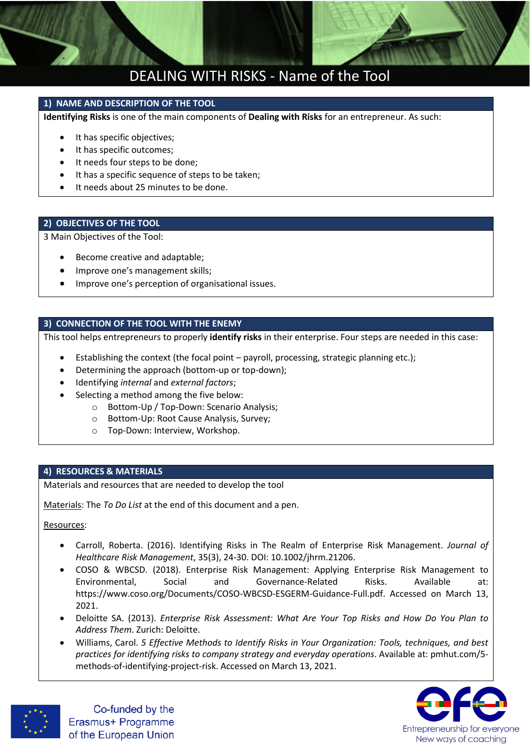# DEALING WITH RISKS - Name of the Tool

## 1) NAME AND DESCRIPTION OF THE TOOL

**Identifying Risks** is one of the main components of **Dealing with Risks** for an entrepreneur. As such:

- It has specific objectives;
- It has specific outcomes;
- It needs four steps to be done;
- It has a specific sequence of steps to be taken;
- It needs about 25 minutes to be done.

## 2) OBJECTIVES OF THE TOOL

3 Main Objectives of the Tool:

- Become creative and adaptable;
- Improve one's management skills;
- Improve one's perception of organisational issues.

## 3) CONNECTION OF THE TOOL WITH THE ENEMY

This tool helps entrepreneurs to properly **identify risks** in their enterprise. Four steps are needed in this case:

- Establishing the context (the focal point – payroll, processing, strategic planning etc.);
- Determining the approach (bottom-up or top-down);
- Identifying *internal* and *external factors*;
- Selecting a method among the five below:
  - Bottom-Up / Top-Down: Scenario Analysis;
  - Bottom-Up: Root Cause Analysis, Survey;
  - Top-Down: Interview, Workshop.

## 4) RESOURCES & MATERIALS

Materials and resources that are needed to develop the tool

Materials: The *To Do List* at the end of this document and a pen.

Resources:

- Carroll, Roberta. (2016). Identifying Risks in The Realm of Enterprise Risk Management. *Journal of Healthcare Risk Management*, 35(3), 24-30. DOI: 10.1002/jhrm.21206.
- COSO & WBCSD. (2018). Enterprise Risk Management: Applying Enterprise Risk Management to Environmental, Social and Governance-Related Risks. Available at: https://www.coso.org/Documents/COSO-WBCSD-ESGERM-Guidance-Full.pdf. Accessed on March 13, 2021.
- Deloitte SA. (2013). *Enterprise Risk Assessment: What Are Your Top Risks and How Do You Plan to Address Them*. Zurich: Deloitte.
- Williams, Carol. *5 Effective Methods to Identify Risks in Your Organization: Tools, techniques, and best practices for identifying risks to company strategy and everyday operations*. Available at: pmhut.com/5-methods-of-identifying-project-risk. Accessed on March 13, 2021.

Co-funded by the Erasmus+ Programme of the European Union

Entrepreneurship for everyone
New ways of coaching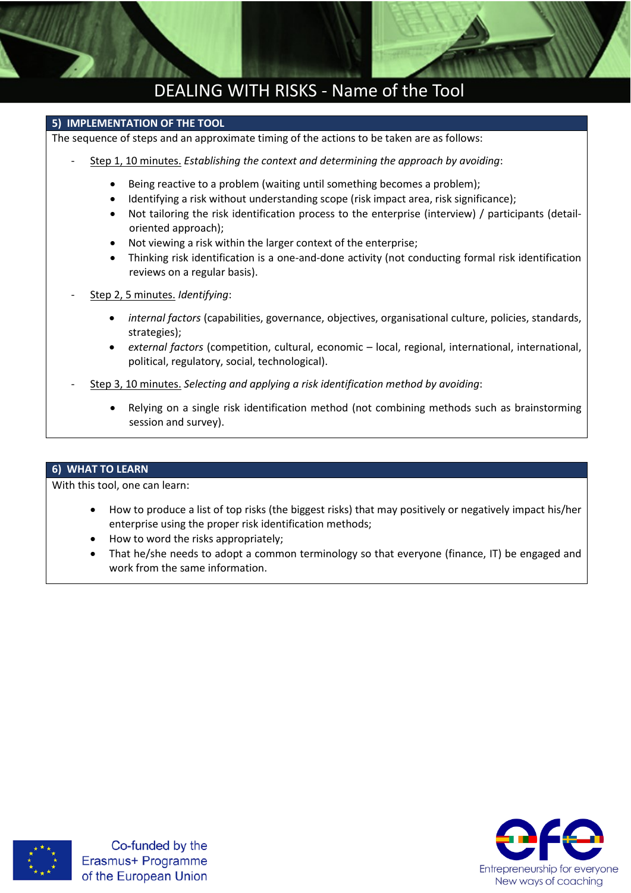## 5) IMPLEMENTATION OF THE TOOL

The sequence of steps and an approximate timing of the actions to be taken are as follows:

- Step 1, 10 minutes. *Establishing the context and determining the approach by avoiding*:
    - Being reactive to a problem (waiting until something becomes a problem);
    - Identifying a risk without understanding scope (risk impact area, risk significance);
    - Not tailoring the risk identification process to the enterprise (interview) / participants (detail-oriented approach);
    - Not viewing a risk within the larger context of the enterprise;
    - Thinking risk identification is a one-and-done activity (not conducting formal risk identification reviews on a regular basis).
- Step 2, 5 minutes. *Identifying*:
    - *internal factors* (capabilities, governance, objectives, organisational culture, policies, standards, strategies);
    - *external factors* (competition, cultural, economic – local, regional, international, international, political, regulatory, social, technological).
- Step 3, 10 minutes. *Selecting and applying a risk identification method by avoiding*:
    - Relying on a single risk identification method (not combining methods such as brainstorming session and survey).

## 6) WHAT TO LEARN

With this tool, one can learn:

- How to produce a list of top risks (the biggest risks) that may positively or negatively impact his/her enterprise using the proper risk identification methods;
- How to word the risks appropriately;
- That he/she needs to adopt a common terminology so that everyone (finance, IT) be engaged and work from the same information.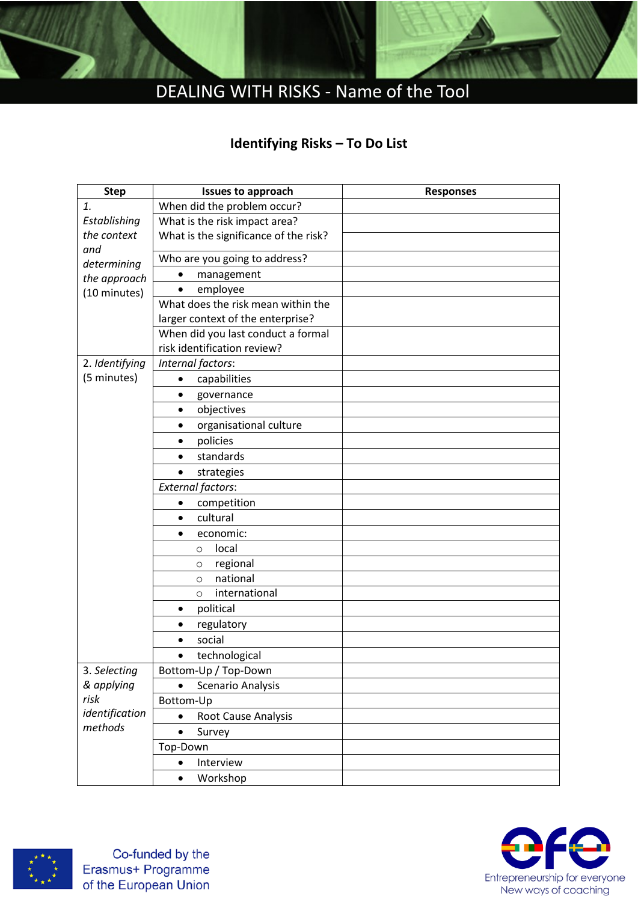# DEALING WITH RISKS - Name of the Tool

## Identifying Risks – To Do List

| Step | Issues to approach | Responses |
|---|---|---|
| 1. *Establishing the context and determining the approach* (10 minutes) | When did the problem occur? | |
| | What is the risk impact area? | |
| | What is the significance of the risk? | |
| | Who are you going to address? | |
| | • management | |
| | • employee | |
| | What does the risk mean within the larger context of the enterprise? | |
| | When did you last conduct a formal risk identification review? | |
| 2. *Identifying* (5 minutes) | *Internal factors*: | |
| | • capabilities | |
| | • governance | |
| | • objectives | |
| | • organisational culture | |
| | • policies | |
| | • standards | |
| | • strategies | |
| | *External factors*: | |
| | • competition | |
| | • cultural | |
| | • economic: | |
| | ○ local | |
| | ○ regional | |
| | ○ national | |
| | ○ international | |
| | • political | |
| | • regulatory | |
| | • social | |
| | • technological | |
| 3. *Selecting & applying risk identification methods* | Bottom-Up / Top-Down | |
| | • Scenario Analysis | |
| | Bottom-Up | |
| | • Root Cause Analysis | |
| | • Survey | |
| | Top-Down | |
| | • Interview | |
| | • Workshop | |

Co-funded by the Erasmus+ Programme of the European Union

efe – Entrepreneurship for everyone – New ways of coaching